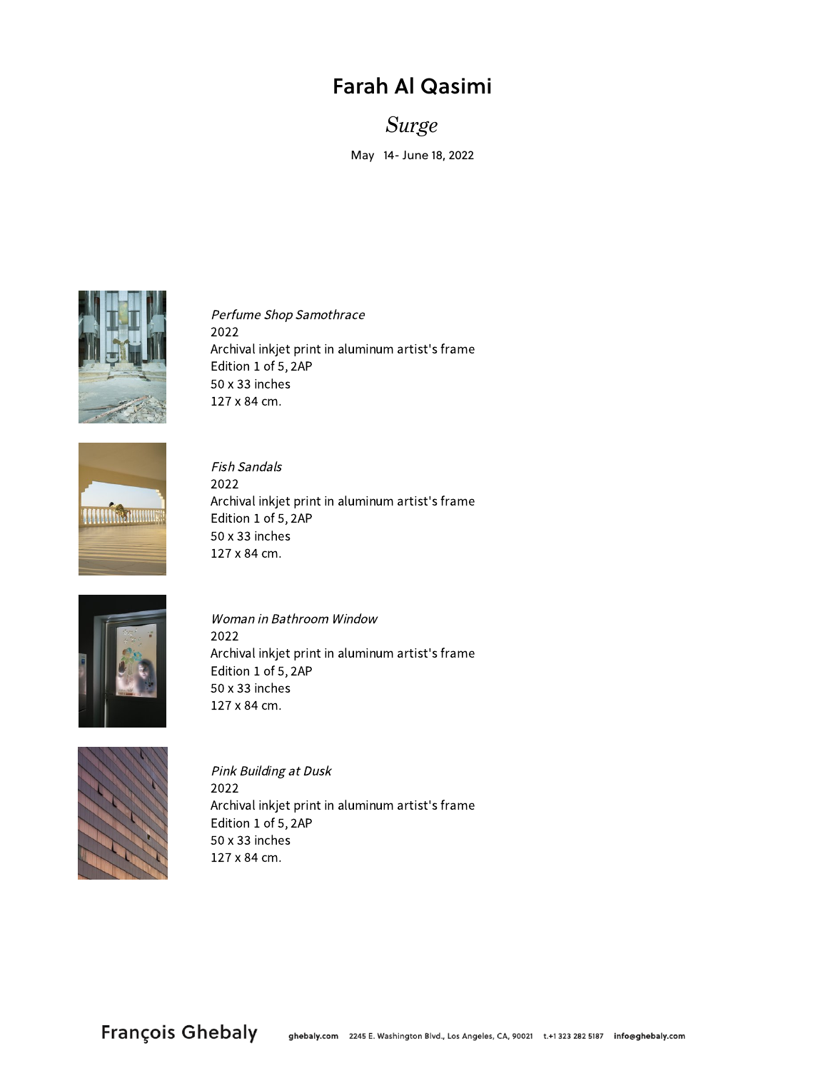# Farah Al Qasimi

## *Surge*

May 14- June 18, 2022

*Perfume Shop Samothrace*
2022
Archival inkjet print in aluminum artist's frame
Edition 1 of 5, 2AP
50 x 33 inches
127 x 84 cm.

*Fish Sandals*
2022
Archival inkjet print in aluminum artist's frame
Edition 1 of 5, 2AP
50 x 33 inches
127 x 84 cm.

*Woman in Bathroom Window*
2022
Archival inkjet print in aluminum artist's frame
Edition 1 of 5, 2AP
50 x 33 inches
127 x 84 cm.

*Pink Building at Dusk*
2022
Archival inkjet print in aluminum artist's frame
Edition 1 of 5, 2AP
50 x 33 inches
127 x 84 cm.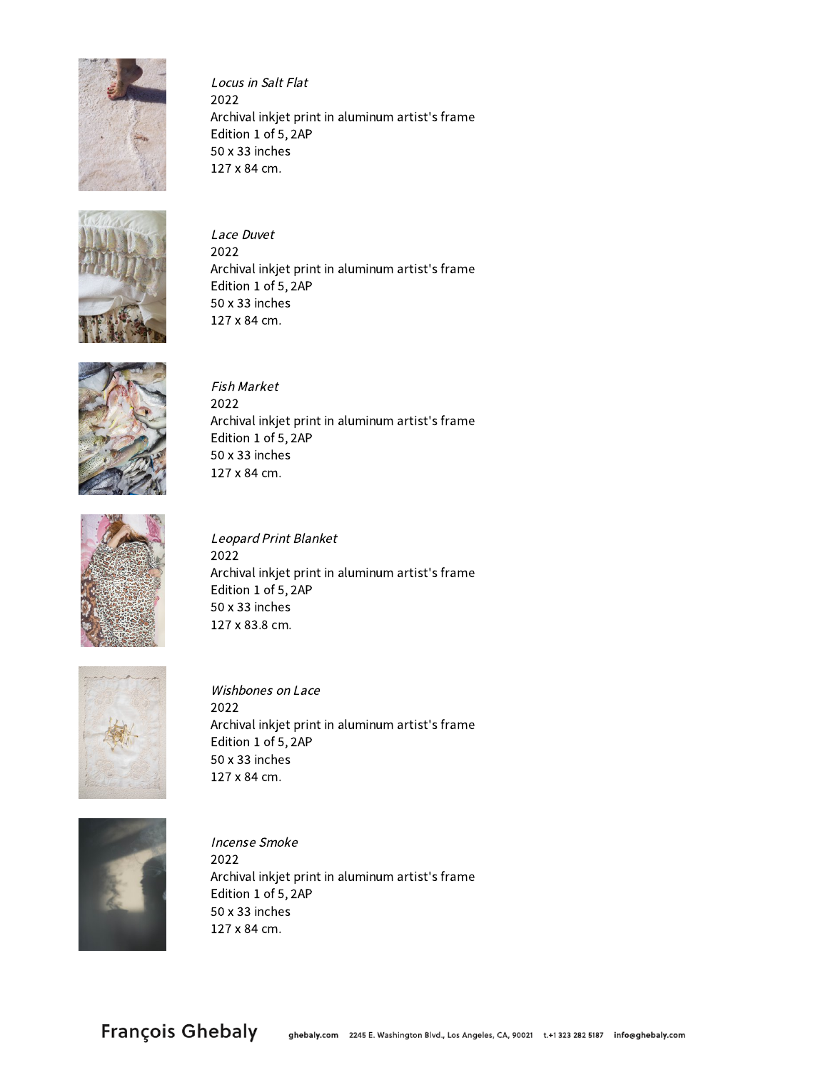*Locus in Salt Flat*
2022
Archival inkjet print in aluminum artist's frame
Edition 1 of 5, 2AP
50 x 33 inches
127 x 84 cm.

*Lace Duvet*
2022
Archival inkjet print in aluminum artist's frame
Edition 1 of 5, 2AP
50 x 33 inches
127 x 84 cm.

*Fish Market*
2022
Archival inkjet print in aluminum artist's frame
Edition 1 of 5, 2AP
50 x 33 inches
127 x 84 cm.

*Leopard Print Blanket*
2022
Archival inkjet print in aluminum artist's frame
Edition 1 of 5, 2AP
50 x 33 inches
127 x 83.8 cm.

*Wishbones on Lace*
2022
Archival inkjet print in aluminum artist's frame
Edition 1 of 5, 2AP
50 x 33 inches
127 x 84 cm.

*Incense Smoke*
2022
Archival inkjet print in aluminum artist's frame
Edition 1 of 5, 2AP
50 x 33 inches
127 x 84 cm.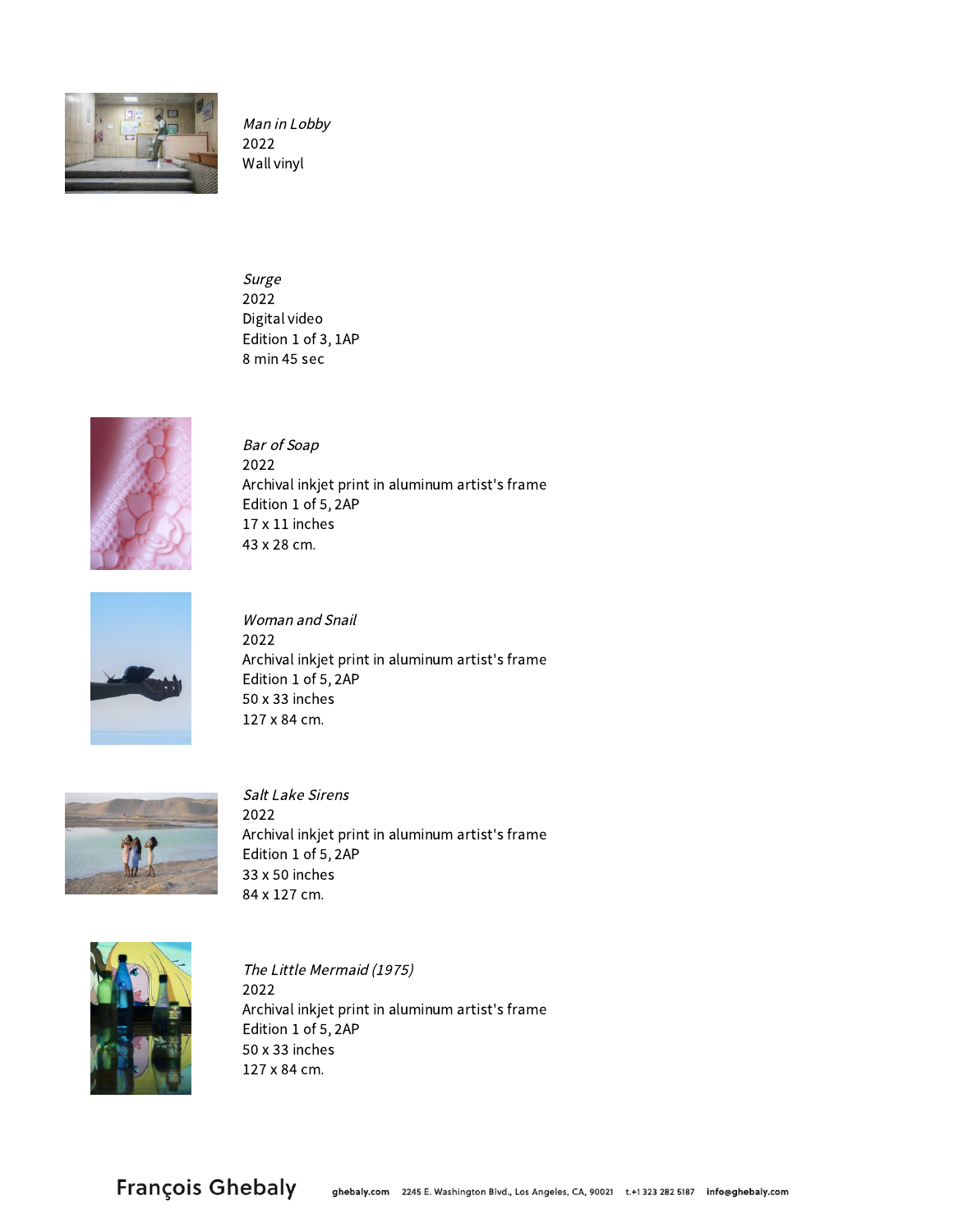*Man in Lobby*
2022
Wall vinyl

*Surge*
2022
Digital video
Edition 1 of 3, 1AP
8 min 45 sec

*Bar of Soap*
2022
Archival inkjet print in aluminum artist's frame
Edition 1 of 5, 2AP
17 x 11 inches
43 x 28 cm.

*Woman and Snail*
2022
Archival inkjet print in aluminum artist's frame
Edition 1 of 5, 2AP
50 x 33 inches
127 x 84 cm.

*Salt Lake Sirens*
2022
Archival inkjet print in aluminum artist's frame
Edition 1 of 5, 2AP
33 x 50 inches
84 x 127 cm.

*The Little Mermaid (1975)*
2022
Archival inkjet print in aluminum artist's frame
Edition 1 of 5, 2AP
50 x 33 inches
127 x 84 cm.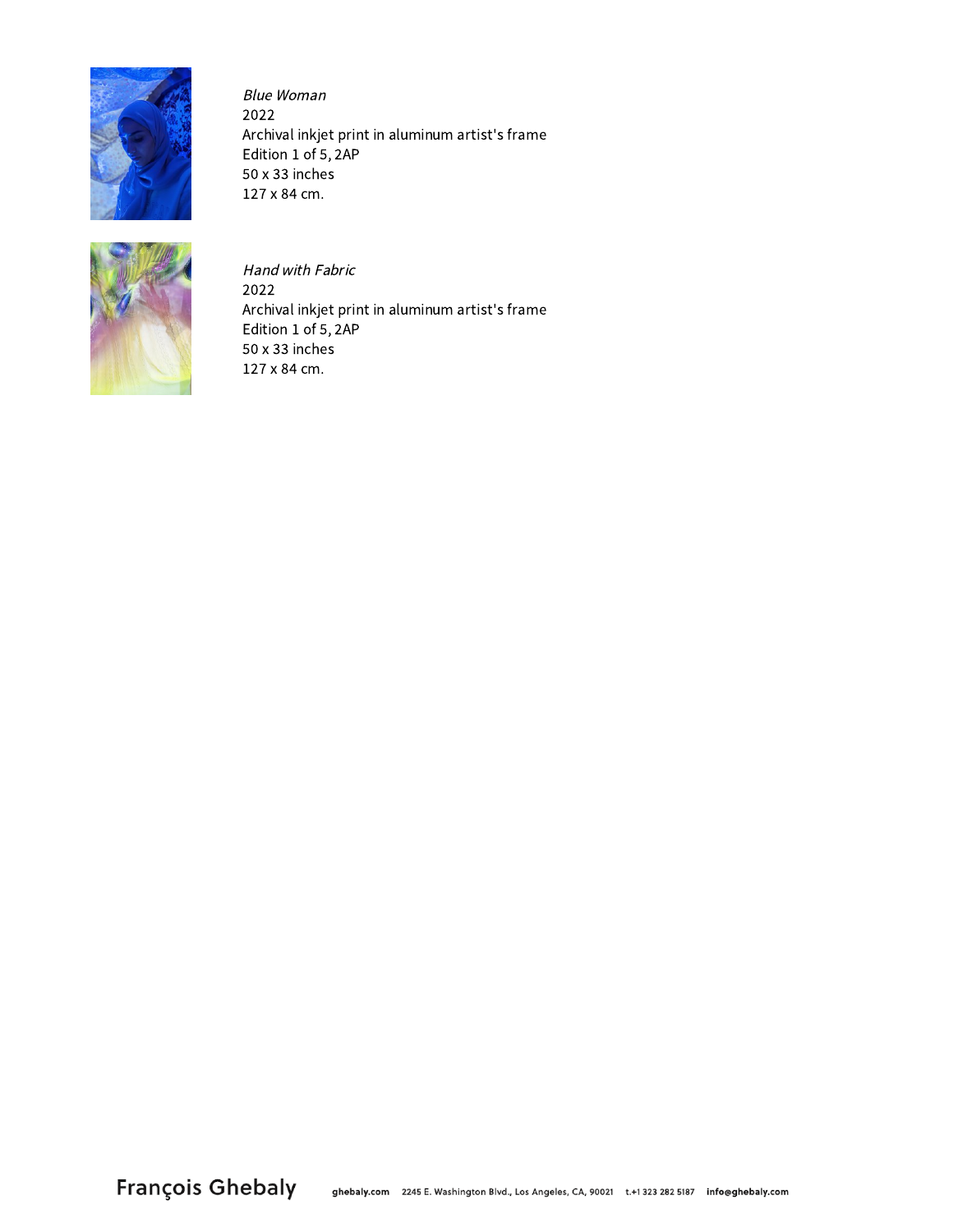*Blue Woman*
2022
Archival inkjet print in aluminum artist's frame
Edition 1 of 5, 2AP
50 x 33 inches
127 x 84 cm.

*Hand with Fabric*
2022
Archival inkjet print in aluminum artist's frame
Edition 1 of 5, 2AP
50 x 33 inches
127 x 84 cm.